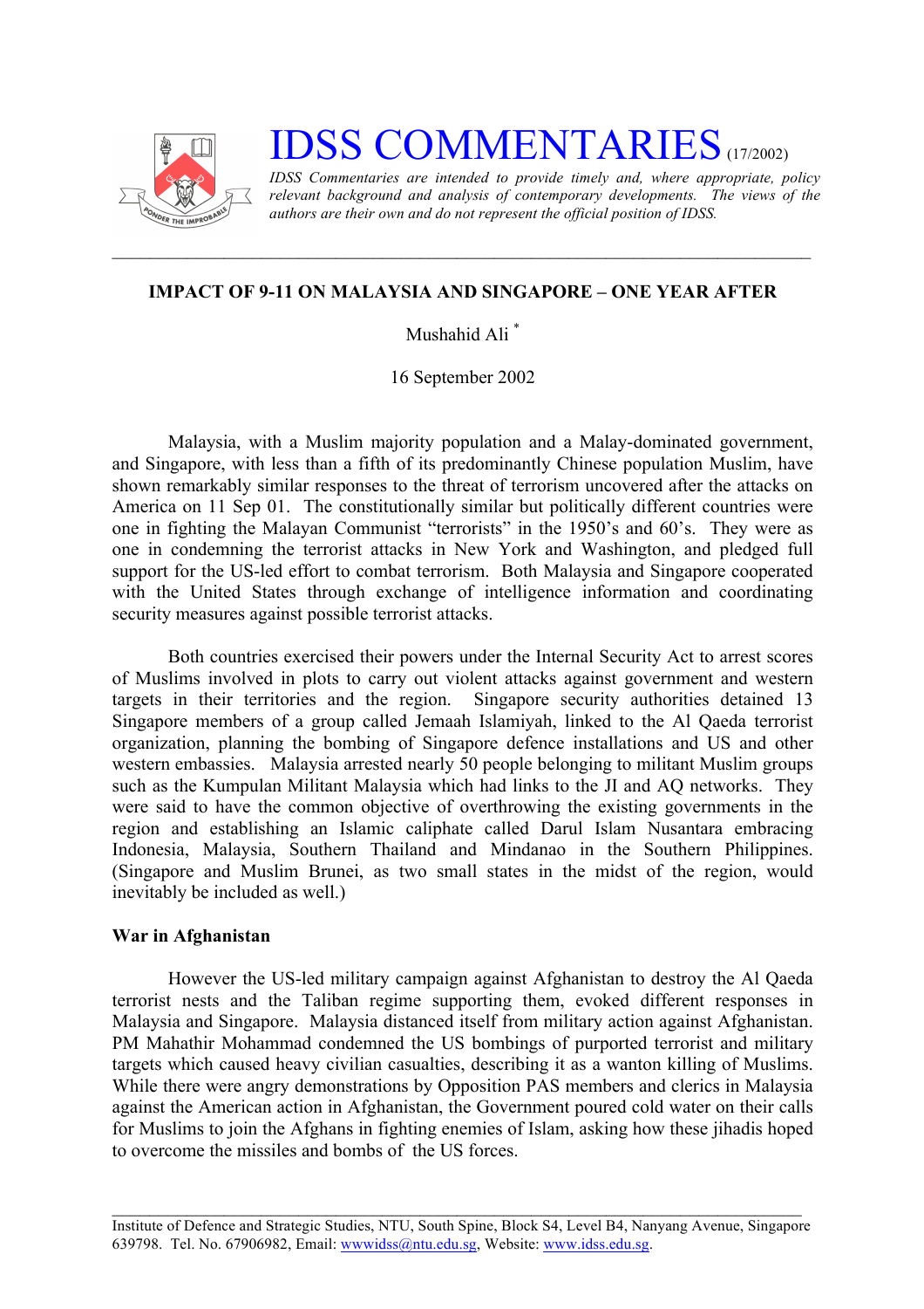# IDSS COMMENTARIES (17/2002)

*IDSS Commentaries are intended to provide timely and, where appropriate, policy relevant background and analysis of contemporary developments. The views of the authors are their own and do not represent the official position of IDSS.*

---

## IMPACT OF 9-11 ON MALAYSIA AND SINGAPORE – ONE YEAR AFTER

Mushahid Ali *

16 September 2002

Malaysia, with a Muslim majority population and a Malay-dominated government, and Singapore, with less than a fifth of its predominantly Chinese population Muslim, have shown remarkably similar responses to the threat of terrorism uncovered after the attacks on America on 11 Sep 01. The constitutionally similar but politically different countries were one in fighting the Malayan Communist "terrorists" in the 1950's and 60's. They were as one in condemning the terrorist attacks in New York and Washington, and pledged full support for the US-led effort to combat terrorism. Both Malaysia and Singapore cooperated with the United States through exchange of intelligence information and coordinating security measures against possible terrorist attacks.

Both countries exercised their powers under the Internal Security Act to arrest scores of Muslims involved in plots to carry out violent attacks against government and western targets in their territories and the region. Singapore security authorities detained 13 Singapore members of a group called Jemaah Islamiyah, linked to the Al Qaeda terrorist organization, planning the bombing of Singapore defence installations and US and other western embassies. Malaysia arrested nearly 50 people belonging to militant Muslim groups such as the Kumpulan Militant Malaysia which had links to the JI and AQ networks. They were said to have the common objective of overthrowing the existing governments in the region and establishing an Islamic caliphate called Darul Islam Nusantara embracing Indonesia, Malaysia, Southern Thailand and Mindanao in the Southern Philippines. (Singapore and Muslim Brunei, as two small states in the midst of the region, would inevitably be included as well.)

### War in Afghanistan

However the US-led military campaign against Afghanistan to destroy the Al Qaeda terrorist nests and the Taliban regime supporting them, evoked different responses in Malaysia and Singapore. Malaysia distanced itself from military action against Afghanistan. PM Mahathir Mohammad condemned the US bombings of purported terrorist and military targets which caused heavy civilian casualties, describing it as a wanton killing of Muslims. While there were angry demonstrations by Opposition PAS members and clerics in Malaysia against the American action in Afghanistan, the Government poured cold water on their calls for Muslims to join the Afghans in fighting enemies of Islam, asking how these jihadis hoped to overcome the missiles and bombs of the US forces.

---

Institute of Defence and Strategic Studies, NTU, South Spine, Block S4, Level B4, Nanyang Avenue, Singapore 639798. Tel. No. 67906982, Email: wwwidss@ntu.edu.sg, Website: www.idss.edu.sg.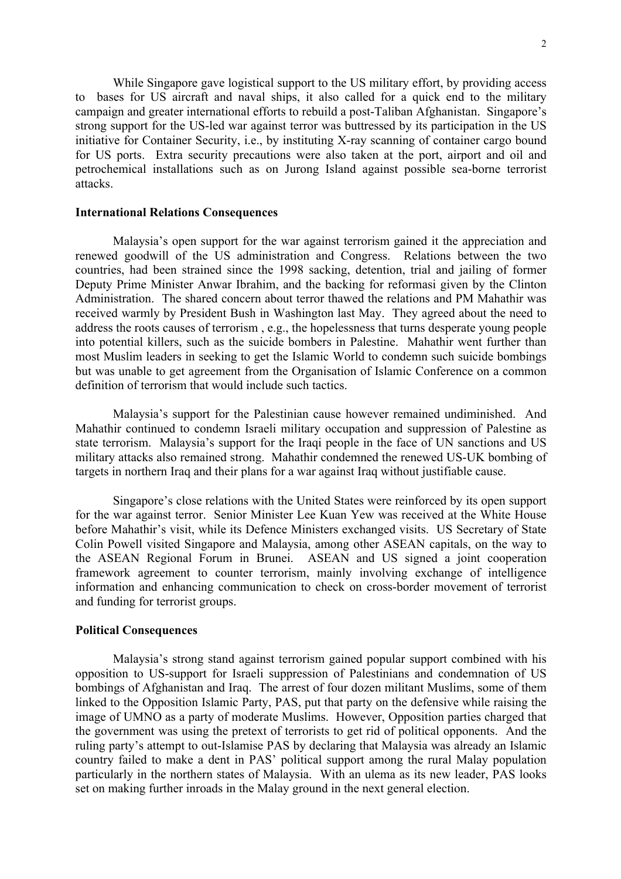While Singapore gave logistical support to the US military effort, by providing access to bases for US aircraft and naval ships, it also called for a quick end to the military campaign and greater international efforts to rebuild a post-Taliban Afghanistan. Singapore's strong support for the US-led war against terror was buttressed by its participation in the US initiative for Container Security, i.e., by instituting X-ray scanning of container cargo bound for US ports. Extra security precautions were also taken at the port, airport and oil and petrochemical installations such as on Jurong Island against possible sea-borne terrorist attacks.

**International Relations Consequences**

Malaysia's open support for the war against terrorism gained it the appreciation and renewed goodwill of the US administration and Congress. Relations between the two countries, had been strained since the 1998 sacking, detention, trial and jailing of former Deputy Prime Minister Anwar Ibrahim, and the backing for reformasi given by the Clinton Administration. The shared concern about terror thawed the relations and PM Mahathir was received warmly by President Bush in Washington last May. They agreed about the need to address the roots causes of terrorism , e.g., the hopelessness that turns desperate young people into potential killers, such as the suicide bombers in Palestine. Mahathir went further than most Muslim leaders in seeking to get the Islamic World to condemn such suicide bombings but was unable to get agreement from the Organisation of Islamic Conference on a common definition of terrorism that would include such tactics.

Malaysia's support for the Palestinian cause however remained undiminished. And Mahathir continued to condemn Israeli military occupation and suppression of Palestine as state terrorism. Malaysia's support for the Iraqi people in the face of UN sanctions and US military attacks also remained strong. Mahathir condemned the renewed US-UK bombing of targets in northern Iraq and their plans for a war against Iraq without justifiable cause.

Singapore's close relations with the United States were reinforced by its open support for the war against terror. Senior Minister Lee Kuan Yew was received at the White House before Mahathir's visit, while its Defence Ministers exchanged visits. US Secretary of State Colin Powell visited Singapore and Malaysia, among other ASEAN capitals, on the way to the ASEAN Regional Forum in Brunei. ASEAN and US signed a joint cooperation framework agreement to counter terrorism, mainly involving exchange of intelligence information and enhancing communication to check on cross-border movement of terrorist and funding for terrorist groups.

**Political Consequences**

Malaysia's strong stand against terrorism gained popular support combined with his opposition to US-support for Israeli suppression of Palestinians and condemnation of US bombings of Afghanistan and Iraq. The arrest of four dozen militant Muslims, some of them linked to the Opposition Islamic Party, PAS, put that party on the defensive while raising the image of UMNO as a party of moderate Muslims. However, Opposition parties charged that the government was using the pretext of terrorists to get rid of political opponents. And the ruling party's attempt to out-Islamise PAS by declaring that Malaysia was already an Islamic country failed to make a dent in PAS' political support among the rural Malay population particularly in the northern states of Malaysia. With an ulema as its new leader, PAS looks set on making further inroads in the Malay ground in the next general election.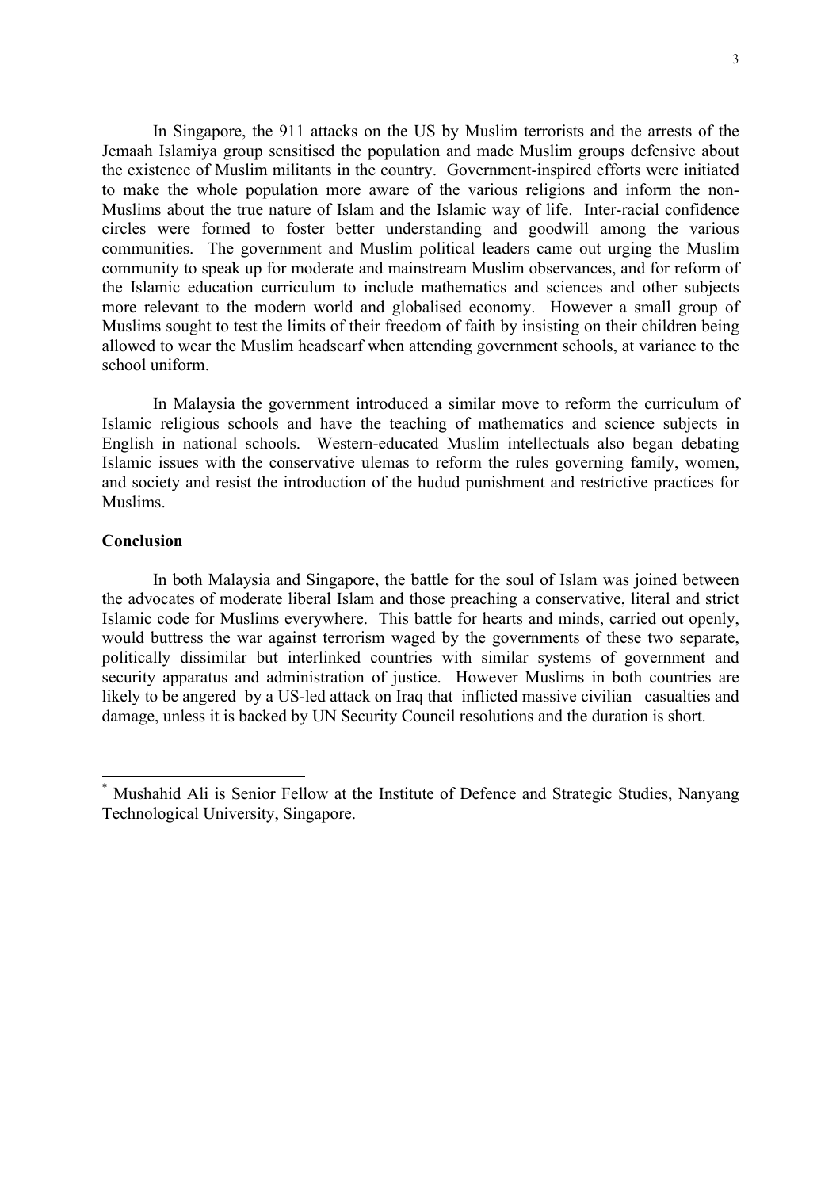In Singapore, the 911 attacks on the US by Muslim terrorists and the arrests of the Jemaah Islamiya group sensitised the population and made Muslim groups defensive about the existence of Muslim militants in the country. Government-inspired efforts were initiated to make the whole population more aware of the various religions and inform the non-Muslims about the true nature of Islam and the Islamic way of life. Inter-racial confidence circles were formed to foster better understanding and goodwill among the various communities. The government and Muslim political leaders came out urging the Muslim community to speak up for moderate and mainstream Muslim observances, and for reform of the Islamic education curriculum to include mathematics and sciences and other subjects more relevant to the modern world and globalised economy. However a small group of Muslims sought to test the limits of their freedom of faith by insisting on their children being allowed to wear the Muslim headscarf when attending government schools, at variance to the school uniform.

In Malaysia the government introduced a similar move to reform the curriculum of Islamic religious schools and have the teaching of mathematics and science subjects in English in national schools. Western-educated Muslim intellectuals also began debating Islamic issues with the conservative ulemas to reform the rules governing family, women, and society and resist the introduction of the hudud punishment and restrictive practices for Muslims.

**Conclusion**

In both Malaysia and Singapore, the battle for the soul of Islam was joined between the advocates of moderate liberal Islam and those preaching a conservative, literal and strict Islamic code for Muslims everywhere. This battle for hearts and minds, carried out openly, would buttress the war against terrorism waged by the governments of these two separate, politically dissimilar but interlinked countries with similar systems of government and security apparatus and administration of justice. However Muslims in both countries are likely to be angered by a US-led attack on Iraq that inflicted massive civilian casualties and damage, unless it is backed by UN Security Council resolutions and the duration is short.

---

\* Mushahid Ali is Senior Fellow at the Institute of Defence and Strategic Studies, Nanyang Technological University, Singapore.